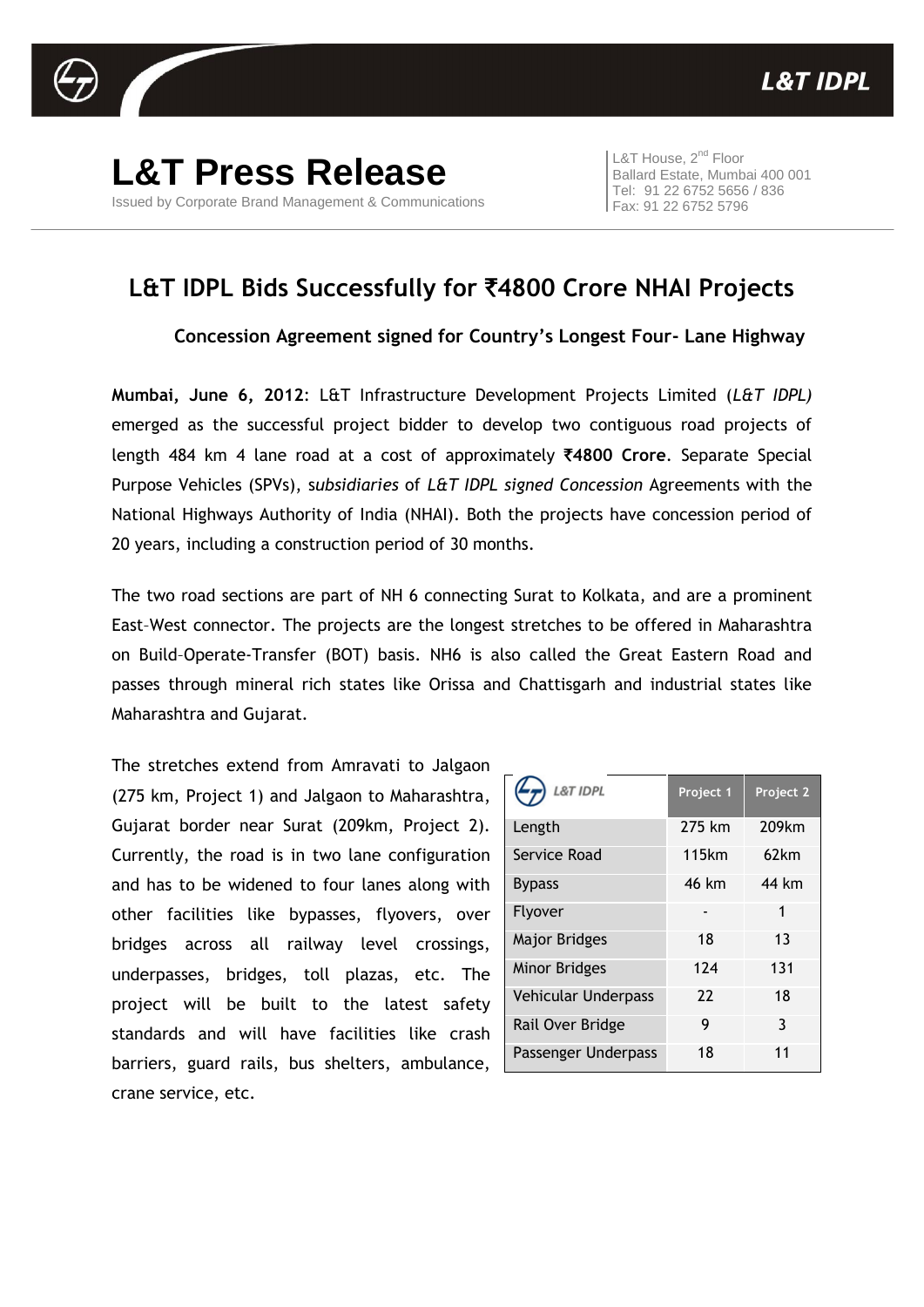L&T IDPL

# L&T Press Release

Issued by Corporate Brand Management & Communications

L&T House, 2nd Floor
Ballard Estate, Mumbai 400 001
Tel: 91 22 6752 5656 / 836
Fax: 91 22 6752 5796

## L&T IDPL Bids Successfully for ₹4800 Crore NHAI Projects

### Concession Agreement signed for Country's Longest Four- Lane Highway

**Mumbai, June 6, 2012**: L&T Infrastructure Development Projects Limited (*L&T IDPL)* emerged as the successful project bidder to develop two contiguous road projects of length 484 km 4 lane road at a cost of approximately **₹4800 Crore**. Separate Special Purpose Vehicles (SPVs), s*ubsidiaries* of *L&T IDPL signed Concession* Agreements with the National Highways Authority of India (NHAI). Both the projects have concession period of 20 years, including a construction period of 30 months.

The two road sections are part of NH 6 connecting Surat to Kolkata, and are a prominent East–West connector. The projects are the longest stretches to be offered in Maharashtra on Build–Operate-Transfer (BOT) basis. NH6 is also called the Great Eastern Road and passes through mineral rich states like Orissa and Chattisgarh and industrial states like Maharashtra and Gujarat.

The stretches extend from Amravati to Jalgaon (275 km, Project 1) and Jalgaon to Maharashtra, Gujarat border near Surat (209km, Project 2). Currently, the road is in two lane configuration and has to be widened to four lanes along with other facilities like bypasses, flyovers, over bridges across all railway level crossings, underpasses, bridges, toll plazas, etc. The project will be built to the latest safety standards and will have facilities like crash barriers, guard rails, bus shelters, ambulance, crane service, etc.

| L&T IDPL | Project 1 | Project 2 |
|---|---|---|
| Length | 275 km | 209km |
| Service Road | 115km | 62km |
| Bypass | 46 km | 44 km |
| Flyover | - | 1 |
| Major Bridges | 18 | 13 |
| Minor Bridges | 124 | 131 |
| Vehicular Underpass | 22 | 18 |
| Rail Over Bridge | 9 | 3 |
| Passenger Underpass | 18 | 11 |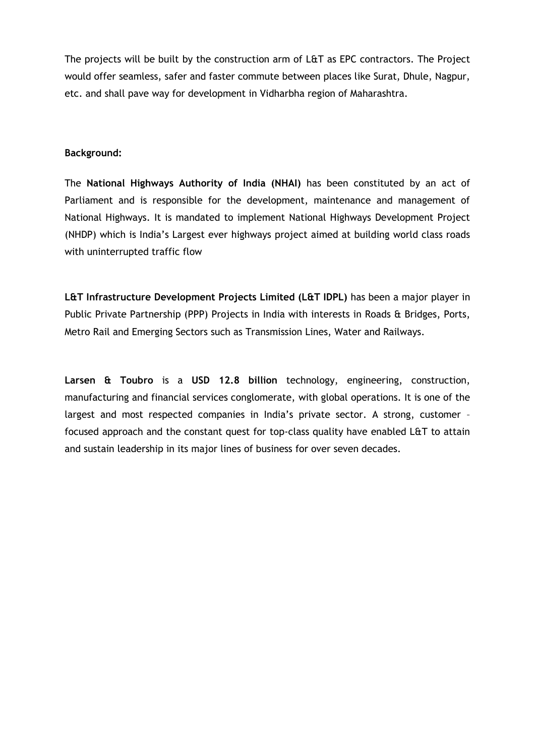The projects will be built by the construction arm of L&T as EPC contractors. The Project would offer seamless, safer and faster commute between places like Surat, Dhule, Nagpur, etc. and shall pave way for development in Vidharbha region of Maharashtra.

**Background:**

The **National Highways Authority of India (NHAI)** has been constituted by an act of Parliament and is responsible for the development, maintenance and management of National Highways. It is mandated to implement National Highways Development Project (NHDP) which is India's Largest ever highways project aimed at building world class roads with uninterrupted traffic flow

**L&T Infrastructure Development Projects Limited (L&T IDPL)** has been a major player in Public Private Partnership (PPP) Projects in India with interests in Roads & Bridges, Ports, Metro Rail and Emerging Sectors such as Transmission Lines, Water and Railways.

**Larsen & Toubro** is a **USD 12.8 billion** technology, engineering, construction, manufacturing and financial services conglomerate, with global operations. It is one of the largest and most respected companies in India's private sector. A strong, customer – focused approach and the constant quest for top-class quality have enabled L&T to attain and sustain leadership in its major lines of business for over seven decades.